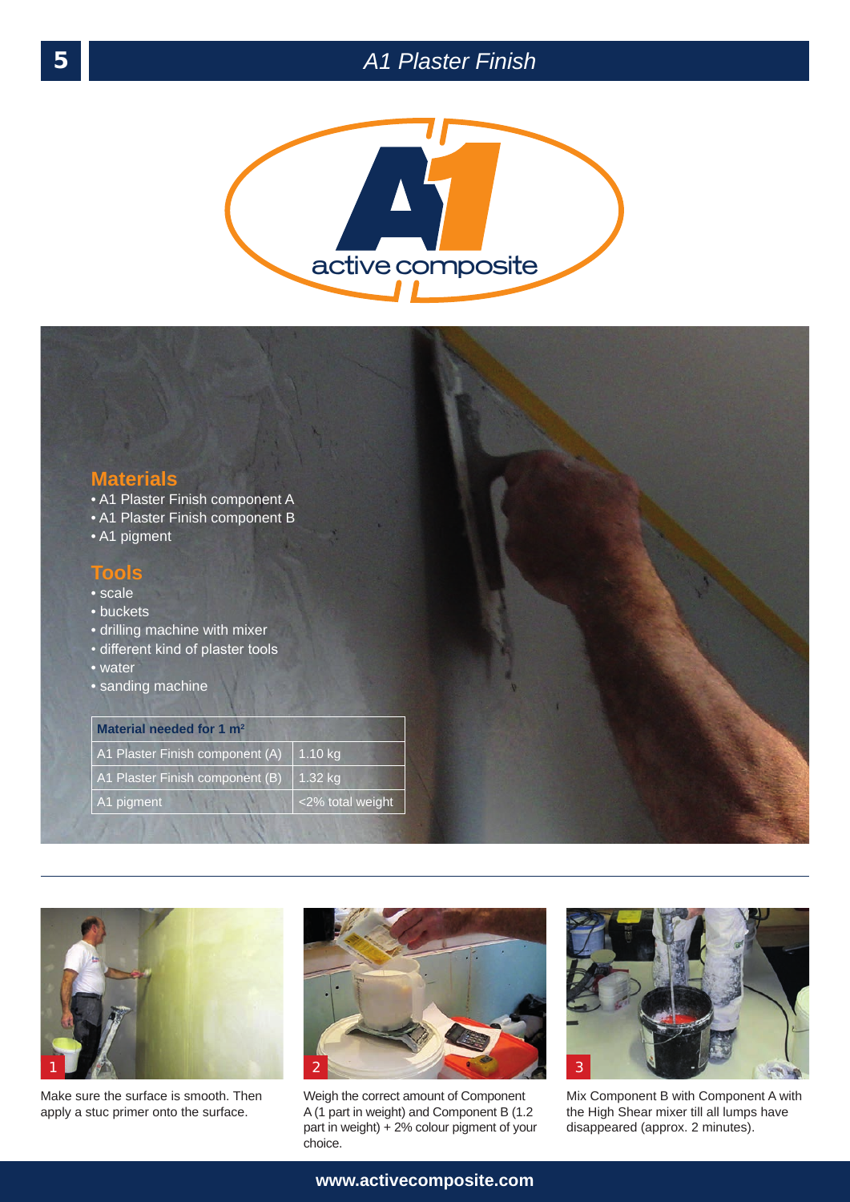# A1 Plaster Finish

active composite

## Materials

- A1 Plaster Finish component A
- A1 Plaster Finish component B
- A1 pigment

## Tools

- scale
- buckets
- drilling machine with mixer
- different kind of plaster tools
- water
- sanding machine

| Material needed for 1 m² | |
|---|---|
| A1 Plaster Finish component (A) | 1.10 kg |
| A1 Plaster Finish component (B) | 1.32 kg |
| A1 pigment | <2% total weight |

1. Make sure the surface is smooth. Then apply a stuc primer onto the surface.

2. Weigh the correct amount of Component A (1 part in weight) and Component B (1.2 part in weight) + 2% colour pigment of your choice.

3. Mix Component B with Component A with the High Shear mixer till all lumps have disappeared (approx. 2 minutes).

**www.activecomposite.com**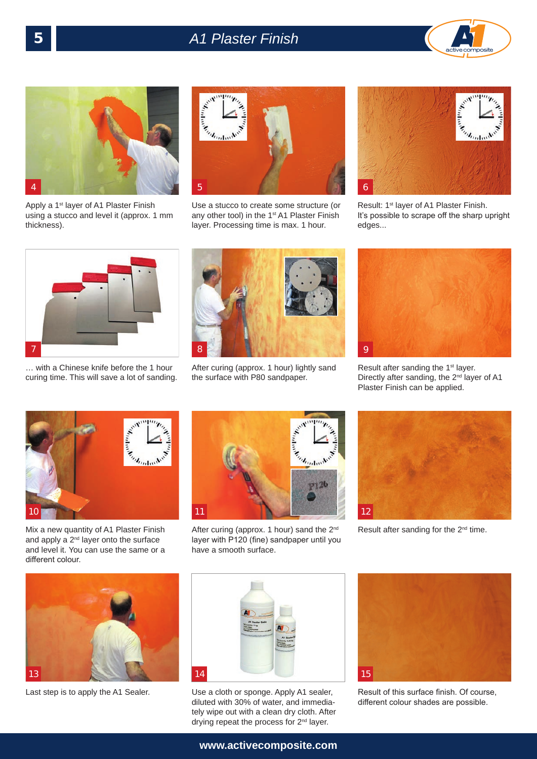# A1 Plaster Finish

4

Apply a 1st layer of A1 Plaster Finish using a stucco and level it (approx. 1 mm thickness).

5

Use a stucco to create some structure (or any other tool) in the 1st A1 Plaster Finish layer. Processing time is max. 1 hour.

6

Result: 1st layer of A1 Plaster Finish. It's possible to scrape off the sharp upright edges...

7

… with a Chinese knife before the 1 hour curing time. This will save a lot of sanding.

8

After curing (approx. 1 hour) lightly sand the surface with P80 sandpaper.

9

Result after sanding the 1st layer. Directly after sanding, the 2nd layer of A1 Plaster Finish can be applied.

10

Mix a new quantity of A1 Plaster Finish and apply a 2nd layer onto the surface and level it. You can use the same or a different colour.

11

After curing (approx. 1 hour) sand the 2nd layer with P120 (fine) sandpaper until you have a smooth surface.

12

Result after sanding for the 2nd time.

13

Last step is to apply the A1 Sealer.

14

Use a cloth or sponge. Apply A1 sealer, diluted with 30% of water, and immediately wipe out with a clean dry cloth. After drying repeat the process for 2nd layer.

15

Result of this surface finish. Of course, different colour shades are possible.

www.activecomposite.com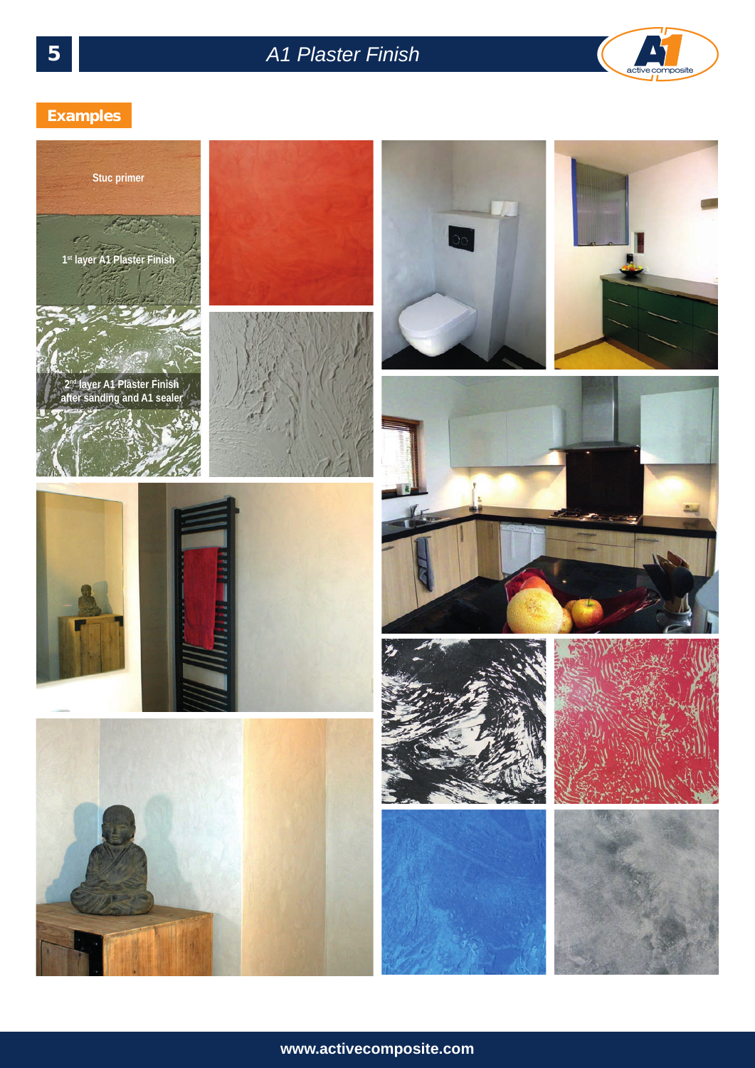## Examples

Stuc primer

1st layer A1 Plaster Finish

2nd layer A1 Plaster Finish after sanding and A1 sealer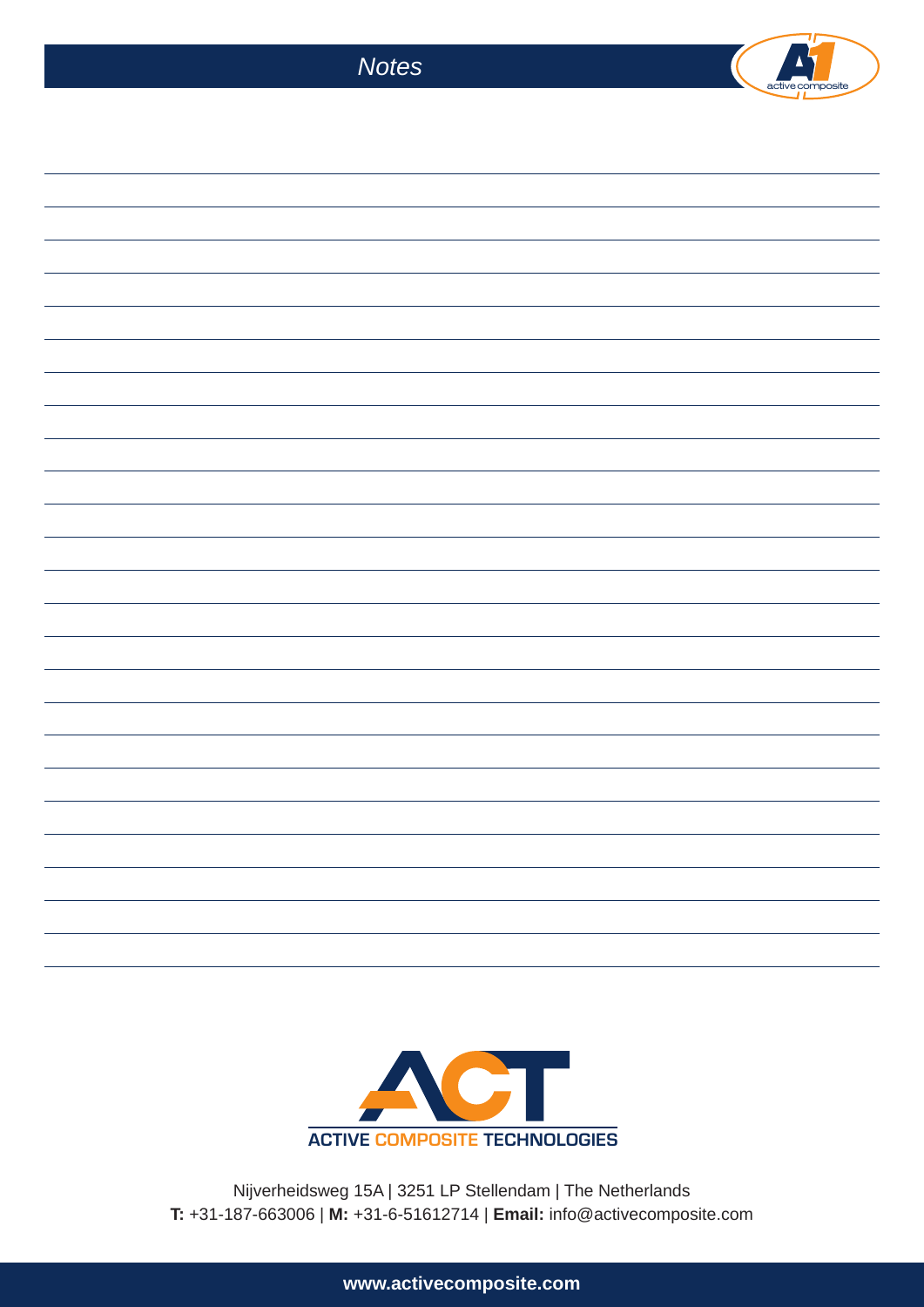*Notes*

ACTIVE COMPOSITE TECHNOLOGIES

Nijverheidsweg 15A | 3251 LP Stellendam | The Netherlands
**T:** +31-187-663006 | **M:** +31-6-51612714 | **Email:** info@activecomposite.com

**www.activecomposite.com**